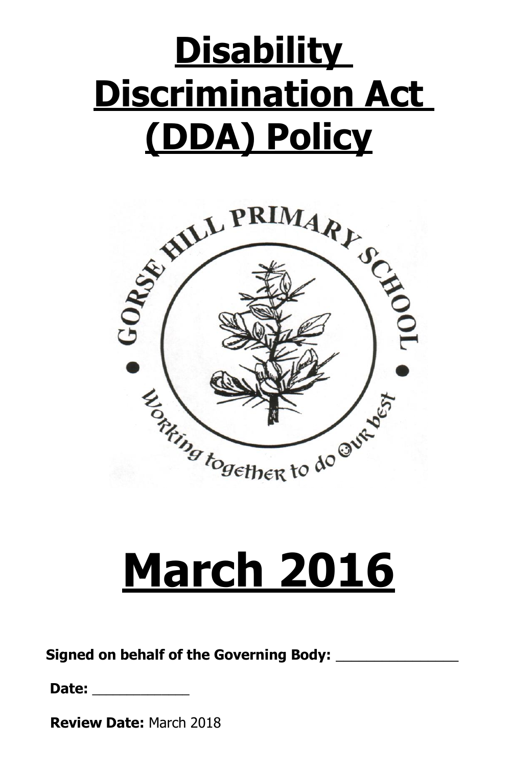# Disability Discrimination Act (DDA) Policy

# March 2016

**Signed on behalf of the Governing Body:** _______________

**Date:** ____________

**Review Date:** March 2018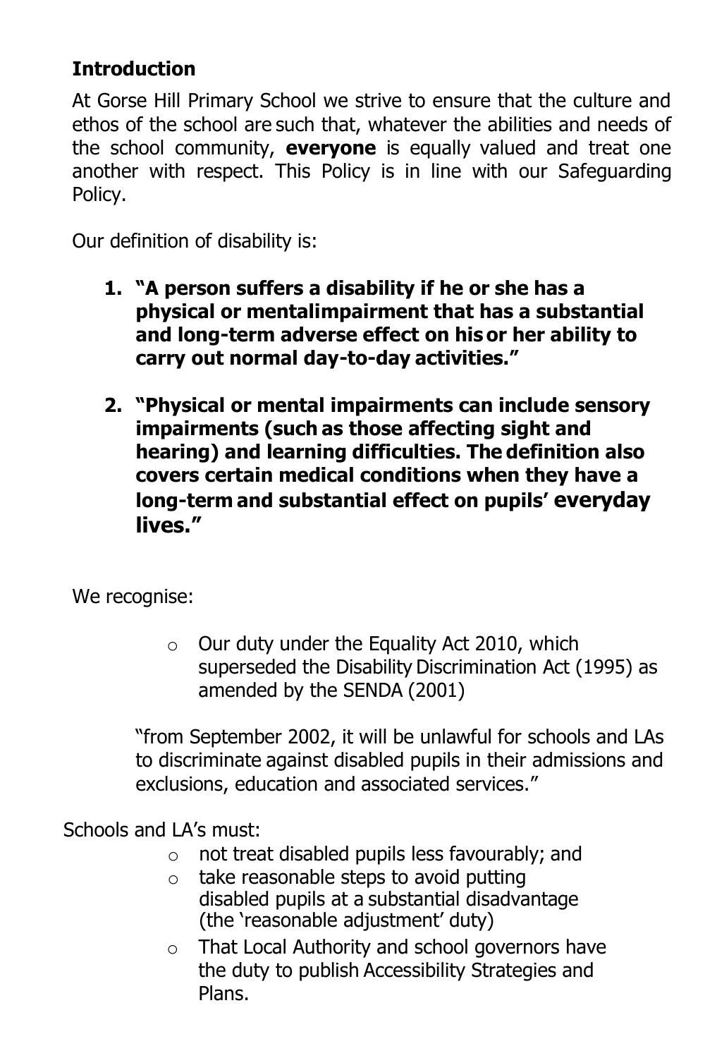## Introduction

At Gorse Hill Primary School we strive to ensure that the culture and ethos of the school are such that, whatever the abilities and needs of the school community, **everyone** is equally valued and treat one another with respect. This Policy is in line with our Safeguarding Policy.

Our definition of disability is:

1. **"A person suffers a disability if he or she has a physical or mentalimpairment that has a substantial and long-term adverse effect on his or her ability to carry out normal day-to-day activities."**

2. **"Physical or mental impairments can include sensory impairments (such as those affecting sight and hearing) and learning difficulties. The definition also covers certain medical conditions when they have a long-term and substantial effect on pupils' everyday lives."**

We recognise:

- Our duty under the Equality Act 2010, which superseded the Disability Discrimination Act (1995) as amended by the SENDA (2001)

"from September 2002, it will be unlawful for schools and LAs to discriminate against disabled pupils in their admissions and exclusions, education and associated services."

Schools and LA's must:

- not treat disabled pupils less favourably; and
- take reasonable steps to avoid putting disabled pupils at a substantial disadvantage (the 'reasonable adjustment' duty)
- That Local Authority and school governors have the duty to publish Accessibility Strategies and Plans.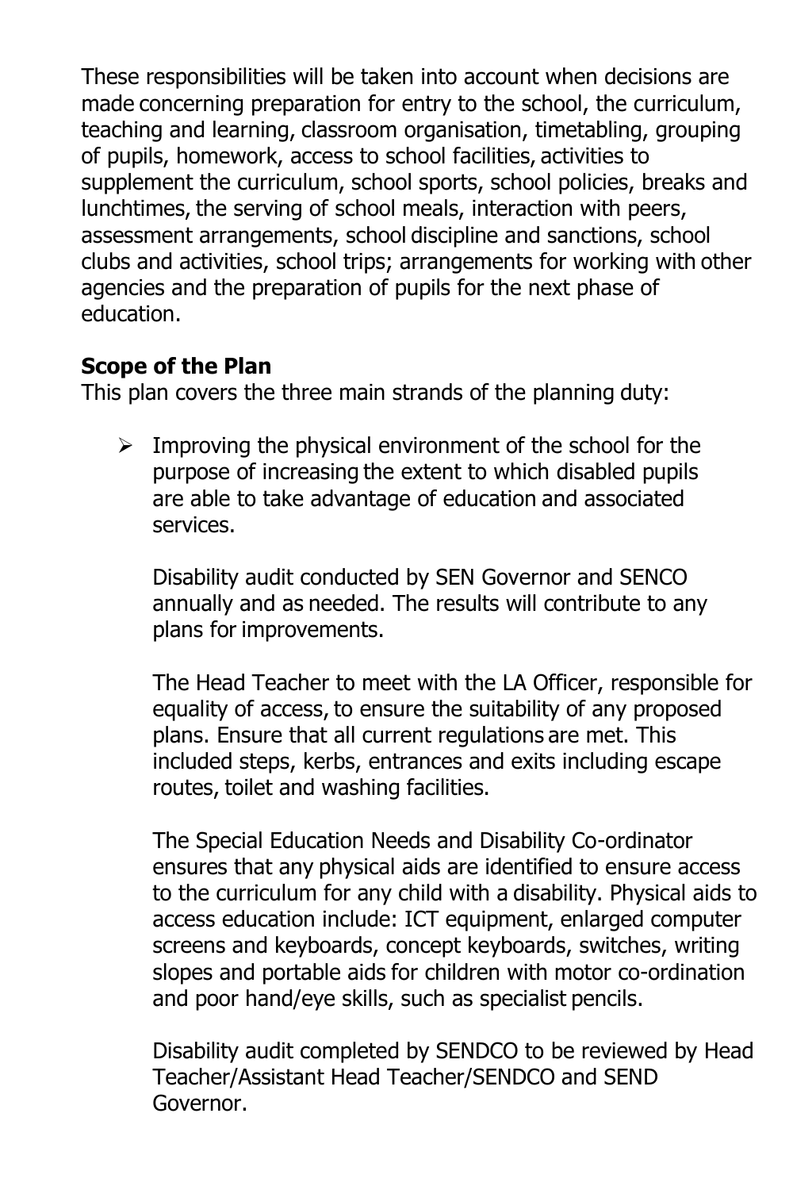These responsibilities will be taken into account when decisions are made concerning preparation for entry to the school, the curriculum, teaching and learning, classroom organisation, timetabling, grouping of pupils, homework, access to school facilities, activities to supplement the curriculum, school sports, school policies, breaks and lunchtimes, the serving of school meals, interaction with peers, assessment arrangements, school discipline and sanctions, school clubs and activities, school trips; arrangements for working with other agencies and the preparation of pupils for the next phase of education.

**Scope of the Plan**

This plan covers the three main strands of the planning duty:

- Improving the physical environment of the school for the purpose of increasing the extent to which disabled pupils are able to take advantage of education and associated services.

  Disability audit conducted by SEN Governor and SENCO annually and as needed. The results will contribute to any plans for improvements.

  The Head Teacher to meet with the LA Officer, responsible for equality of access, to ensure the suitability of any proposed plans. Ensure that all current regulations are met. This included steps, kerbs, entrances and exits including escape routes, toilet and washing facilities.

  The Special Education Needs and Disability Co-ordinator ensures that any physical aids are identified to ensure access to the curriculum for any child with a disability. Physical aids to access education include: ICT equipment, enlarged computer screens and keyboards, concept keyboards, switches, writing slopes and portable aids for children with motor co-ordination and poor hand/eye skills, such as specialist pencils.

  Disability audit completed by SENDCO to be reviewed by Head Teacher/Assistant Head Teacher/SENDCO and SEND Governor.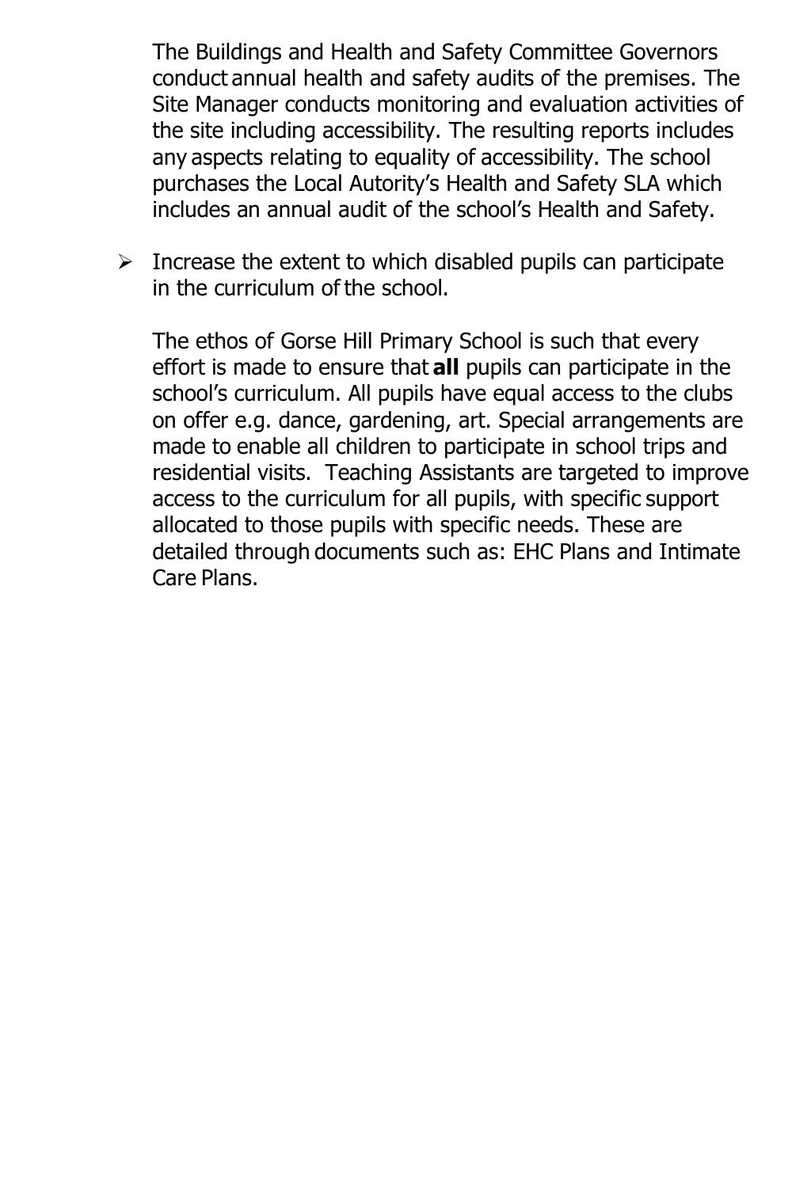The Buildings and Health and Safety Committee Governors conduct annual health and safety audits of the premises. The Site Manager conducts monitoring and evaluation activities of the site including accessibility. The resulting reports includes any aspects relating to equality of accessibility. The school purchases the Local Autority's Health and Safety SLA which includes an annual audit of the school's Health and Safety.

- Increase the extent to which disabled pupils can participate in the curriculum of the school.

  The ethos of Gorse Hill Primary School is such that every effort is made to ensure that **all** pupils can participate in the school's curriculum. All pupils have equal access to the clubs on offer e.g. dance, gardening, art. Special arrangements are made to enable all children to participate in school trips and residential visits. Teaching Assistants are targeted to improve access to the curriculum for all pupils, with specific support allocated to those pupils with specific needs. These are detailed through documents such as: EHC Plans and Intimate Care Plans.